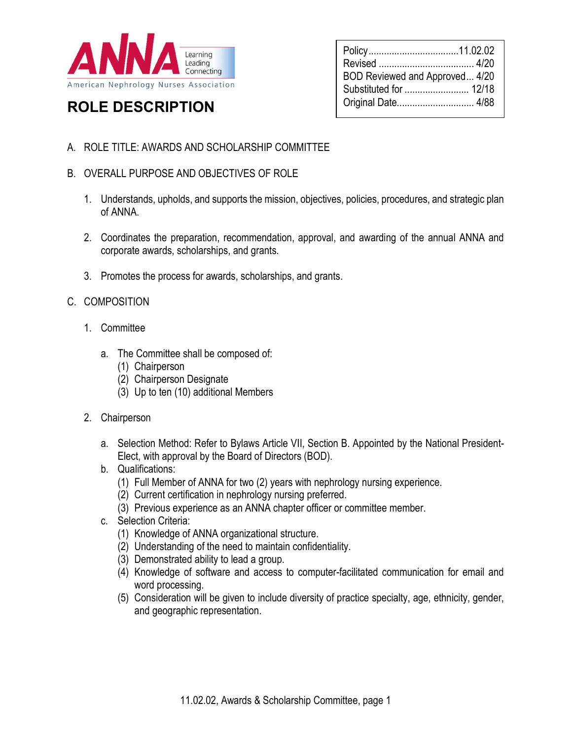American Nephrology Nurses Association

# ROLE DESCRIPTION

| Policy | 11.02.02 |
|---|---|
| Revised | 4/20 |
| BOD Reviewed and Approved | 4/20 |
| Substituted for | 12/18 |
| Original Date | 4/88 |

A. ROLE TITLE: AWARDS AND SCHOLARSHIP COMMITTEE

B. OVERALL PURPOSE AND OBJECTIVES OF ROLE

1. Understands, upholds, and supports the mission, objectives, policies, procedures, and strategic plan of ANNA.
2. Coordinates the preparation, recommendation, approval, and awarding of the annual ANNA and corporate awards, scholarships, and grants.
3. Promotes the process for awards, scholarships, and grants.

C. COMPOSITION

1. Committee
   - a. The Committee shall be composed of:
     - (1) Chairperson
     - (2) Chairperson Designate
     - (3) Up to ten (10) additional Members
2. Chairperson
   - a. Selection Method: Refer to Bylaws Article VII, Section B. Appointed by the National President-Elect, with approval by the Board of Directors (BOD).
   - b. Qualifications:
     - (1) Full Member of ANNA for two (2) years with nephrology nursing experience.
     - (2) Current certification in nephrology nursing preferred.
     - (3) Previous experience as an ANNA chapter officer or committee member.
   - c. Selection Criteria:
     - (1) Knowledge of ANNA organizational structure.
     - (2) Understanding of the need to maintain confidentiality.
     - (3) Demonstrated ability to lead a group.
     - (4) Knowledge of software and access to computer-facilitated communication for email and word processing.
     - (5) Consideration will be given to include diversity of practice specialty, age, ethnicity, gender, and geographic representation.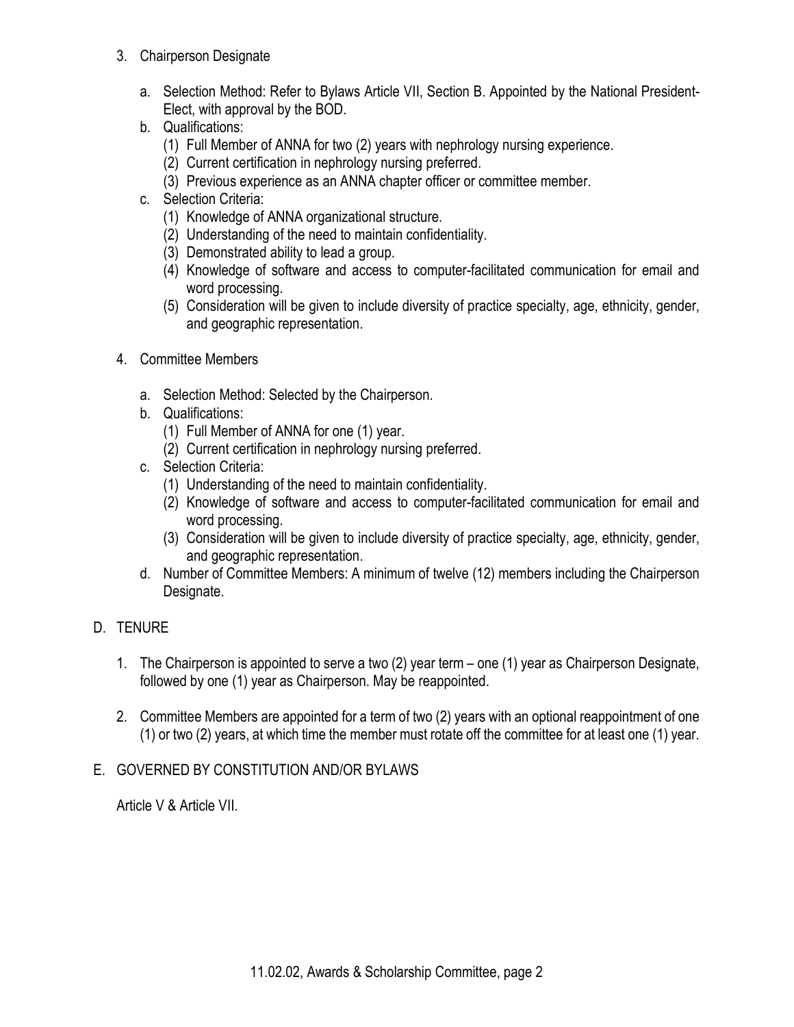3. Chairperson Designate

    a. Selection Method: Refer to Bylaws Article VII, Section B. Appointed by the National President-Elect, with approval by the BOD.
    b. Qualifications:
        (1) Full Member of ANNA for two (2) years with nephrology nursing experience.
        (2) Current certification in nephrology nursing preferred.
        (3) Previous experience as an ANNA chapter officer or committee member.
    c. Selection Criteria:
        (1) Knowledge of ANNA organizational structure.
        (2) Understanding of the need to maintain confidentiality.
        (3) Demonstrated ability to lead a group.
        (4) Knowledge of software and access to computer-facilitated communication for email and word processing.
        (5) Consideration will be given to include diversity of practice specialty, age, ethnicity, gender, and geographic representation.

4. Committee Members

    a. Selection Method: Selected by the Chairperson.
    b. Qualifications:
        (1) Full Member of ANNA for one (1) year.
        (2) Current certification in nephrology nursing preferred.
    c. Selection Criteria:
        (1) Understanding of the need to maintain confidentiality.
        (2) Knowledge of software and access to computer-facilitated communication for email and word processing.
        (3) Consideration will be given to include diversity of practice specialty, age, ethnicity, gender, and geographic representation.
    d. Number of Committee Members: A minimum of twelve (12) members including the Chairperson Designate.

D. TENURE

1. The Chairperson is appointed to serve a two (2) year term – one (1) year as Chairperson Designate, followed by one (1) year as Chairperson. May be reappointed.

2. Committee Members are appointed for a term of two (2) years with an optional reappointment of one (1) or two (2) years, at which time the member must rotate off the committee for at least one (1) year.

E. GOVERNED BY CONSTITUTION AND/OR BYLAWS

Article V & Article VII.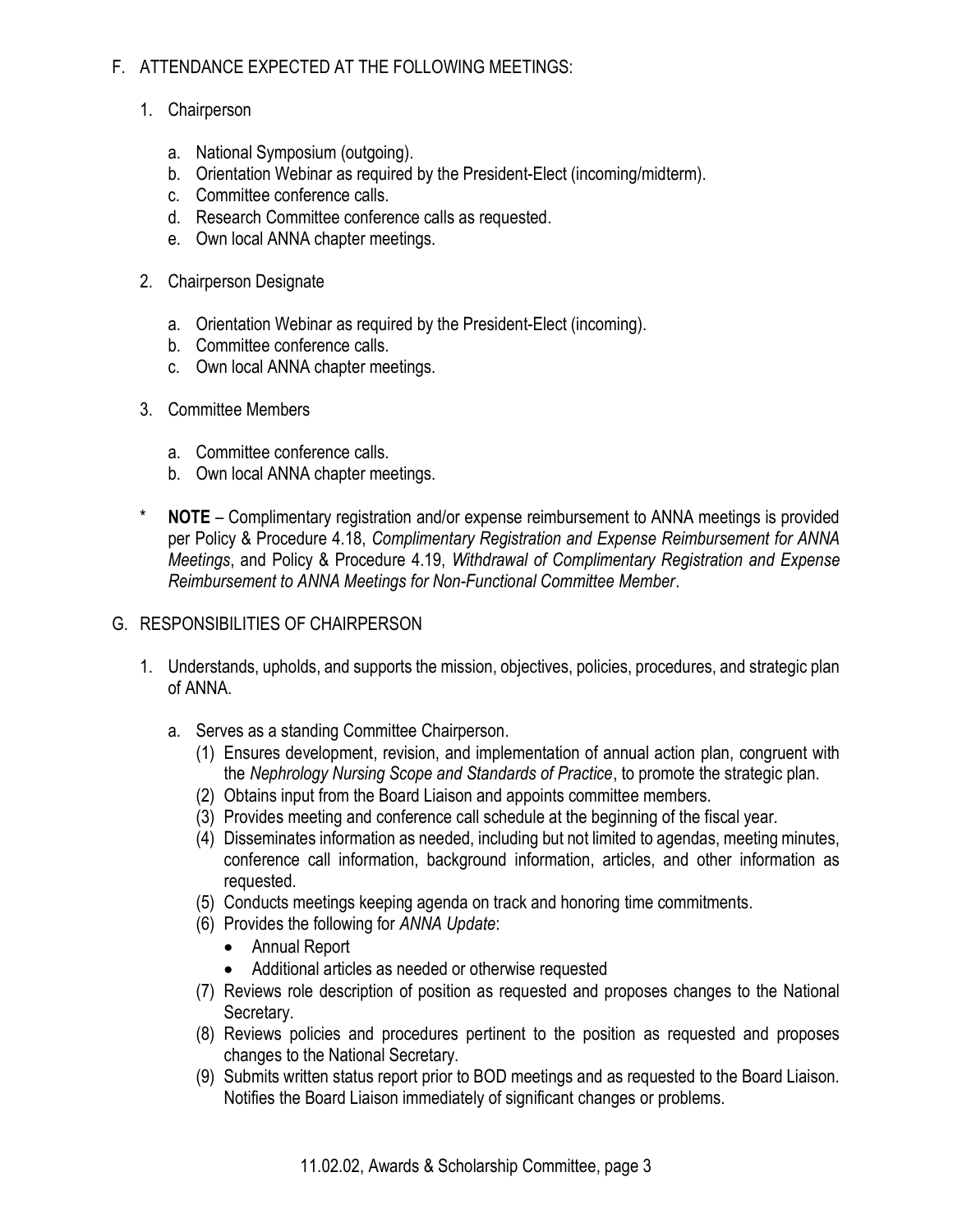## F. ATTENDANCE EXPECTED AT THE FOLLOWING MEETINGS:

1. Chairperson

   a. National Symposium (outgoing).
   b. Orientation Webinar as required by the President-Elect (incoming/midterm).
   c. Committee conference calls.
   d. Research Committee conference calls as requested.
   e. Own local ANNA chapter meetings.

2. Chairperson Designate

   a. Orientation Webinar as required by the President-Elect (incoming).
   b. Committee conference calls.
   c. Own local ANNA chapter meetings.

3. Committee Members

   a. Committee conference calls.
   b. Own local ANNA chapter meetings.

\* **NOTE** – Complimentary registration and/or expense reimbursement to ANNA meetings is provided per Policy & Procedure 4.18, *Complimentary Registration and Expense Reimbursement for ANNA Meetings*, and Policy & Procedure 4.19, *Withdrawal of Complimentary Registration and Expense Reimbursement to ANNA Meetings for Non-Functional Committee Member*.

## G. RESPONSIBILITIES OF CHAIRPERSON

1. Understands, upholds, and supports the mission, objectives, policies, procedures, and strategic plan of ANNA.

   a. Serves as a standing Committee Chairperson.
      (1) Ensures development, revision, and implementation of annual action plan, congruent with the *Nephrology Nursing Scope and Standards of Practice*, to promote the strategic plan.
      (2) Obtains input from the Board Liaison and appoints committee members.
      (3) Provides meeting and conference call schedule at the beginning of the fiscal year.
      (4) Disseminates information as needed, including but not limited to agendas, meeting minutes, conference call information, background information, articles, and other information as requested.
      (5) Conducts meetings keeping agenda on track and honoring time commitments.
      (6) Provides the following for *ANNA Update*:
      - Annual Report
      - Additional articles as needed or otherwise requested

      (7) Reviews role description of position as requested and proposes changes to the National Secretary.
      (8) Reviews policies and procedures pertinent to the position as requested and proposes changes to the National Secretary.
      (9) Submits written status report prior to BOD meetings and as requested to the Board Liaison. Notifies the Board Liaison immediately of significant changes or problems.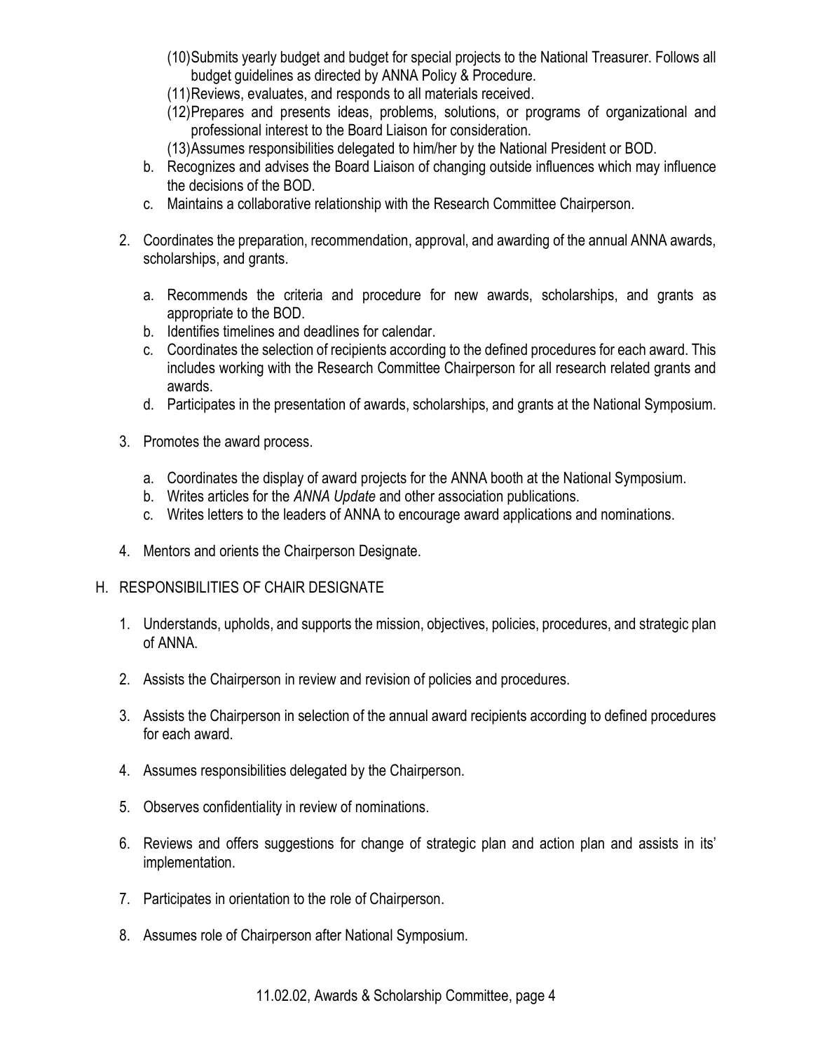(10) Submits yearly budget and budget for special projects to the National Treasurer. Follows all budget guidelines as directed by ANNA Policy & Procedure.

(11) Reviews, evaluates, and responds to all materials received.

(12) Prepares and presents ideas, problems, solutions, or programs of organizational and professional interest to the Board Liaison for consideration.

(13) Assumes responsibilities delegated to him/her by the National President or BOD.

b. Recognizes and advises the Board Liaison of changing outside influences which may influence the decisions of the BOD.

c. Maintains a collaborative relationship with the Research Committee Chairperson.

2. Coordinates the preparation, recommendation, approval, and awarding of the annual ANNA awards, scholarships, and grants.

   a. Recommends the criteria and procedure for new awards, scholarships, and grants as appropriate to the BOD.
   b. Identifies timelines and deadlines for calendar.
   c. Coordinates the selection of recipients according to the defined procedures for each award. This includes working with the Research Committee Chairperson for all research related grants and awards.
   d. Participates in the presentation of awards, scholarships, and grants at the National Symposium.

3. Promotes the award process.

   a. Coordinates the display of award projects for the ANNA booth at the National Symposium.
   b. Writes articles for the *ANNA Update* and other association publications.
   c. Writes letters to the leaders of ANNA to encourage award applications and nominations.

4. Mentors and orients the Chairperson Designate.

## H. RESPONSIBILITIES OF CHAIR DESIGNATE

1. Understands, upholds, and supports the mission, objectives, policies, procedures, and strategic plan of ANNA.

2. Assists the Chairperson in review and revision of policies and procedures.

3. Assists the Chairperson in selection of the annual award recipients according to defined procedures for each award.

4. Assumes responsibilities delegated by the Chairperson.

5. Observes confidentiality in review of nominations.

6. Reviews and offers suggestions for change of strategic plan and action plan and assists in its' implementation.

7. Participates in orientation to the role of Chairperson.

8. Assumes role of Chairperson after National Symposium.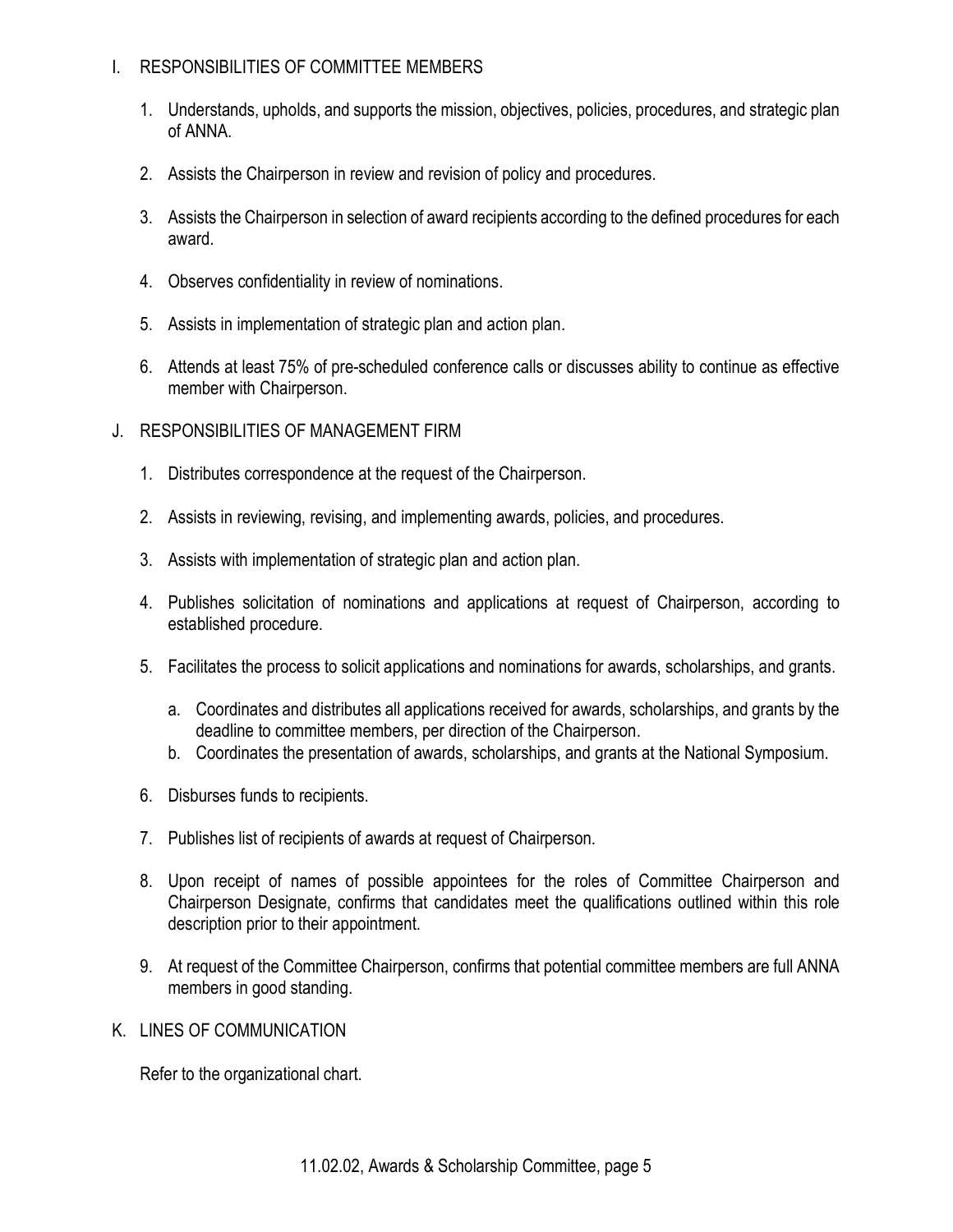## I. RESPONSIBILITIES OF COMMITTEE MEMBERS

1. Understands, upholds, and supports the mission, objectives, policies, procedures, and strategic plan of ANNA.
2. Assists the Chairperson in review and revision of policy and procedures.
3. Assists the Chairperson in selection of award recipients according to the defined procedures for each award.
4. Observes confidentiality in review of nominations.
5. Assists in implementation of strategic plan and action plan.
6. Attends at least 75% of pre-scheduled conference calls or discusses ability to continue as effective member with Chairperson.

## J. RESPONSIBILITIES OF MANAGEMENT FIRM

1. Distributes correspondence at the request of the Chairperson.
2. Assists in reviewing, revising, and implementing awards, policies, and procedures.
3. Assists with implementation of strategic plan and action plan.
4. Publishes solicitation of nominations and applications at request of Chairperson, according to established procedure.
5. Facilitates the process to solicit applications and nominations for awards, scholarships, and grants.
   a. Coordinates and distributes all applications received for awards, scholarships, and grants by the deadline to committee members, per direction of the Chairperson.
   b. Coordinates the presentation of awards, scholarships, and grants at the National Symposium.
6. Disburses funds to recipients.
7. Publishes list of recipients of awards at request of Chairperson.
8. Upon receipt of names of possible appointees for the roles of Committee Chairperson and Chairperson Designate, confirms that candidates meet the qualifications outlined within this role description prior to their appointment.
9. At request of the Committee Chairperson, confirms that potential committee members are full ANNA members in good standing.

## K. LINES OF COMMUNICATION

Refer to the organizational chart.